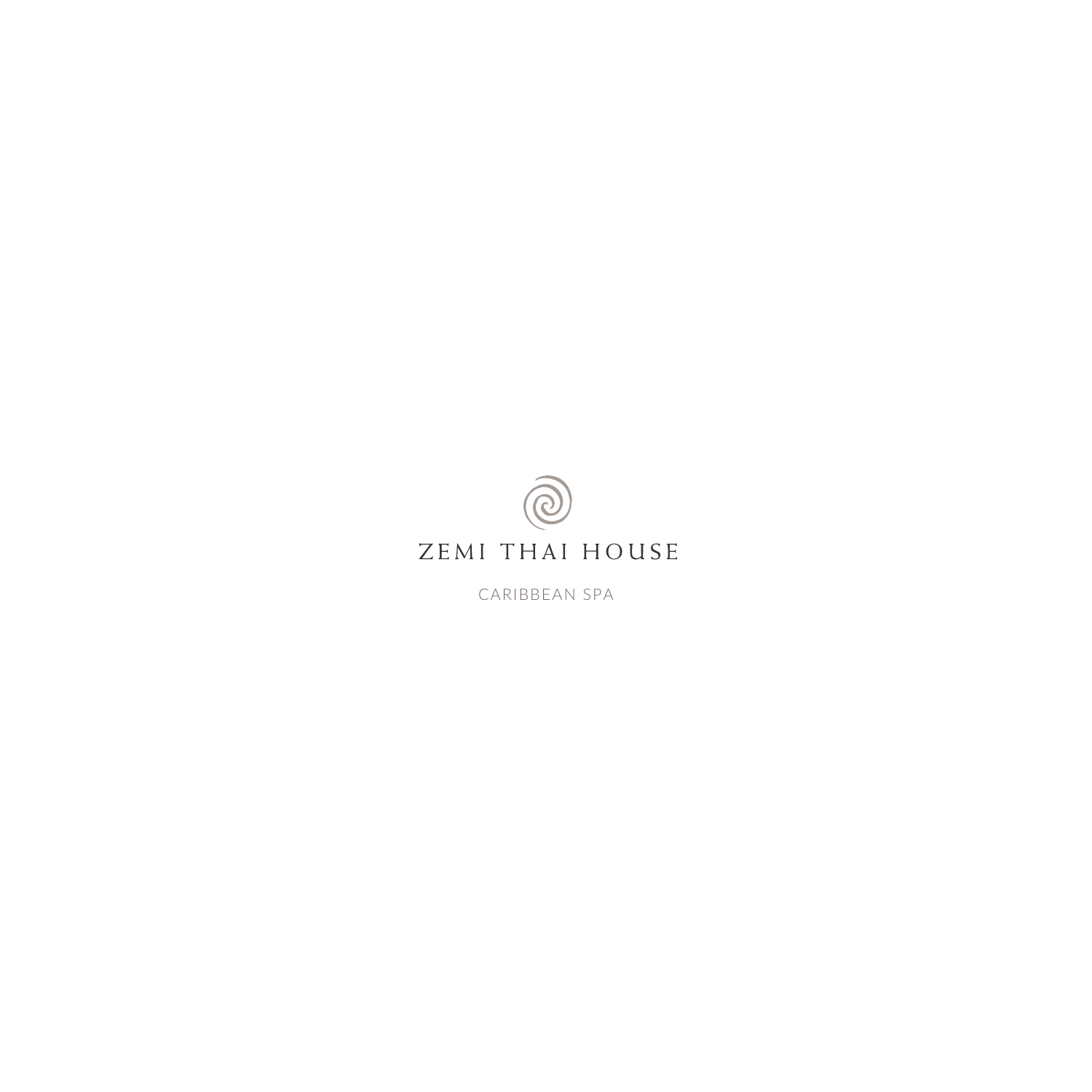# ZEMI THAI HOUSE

CARIBBEAN SPA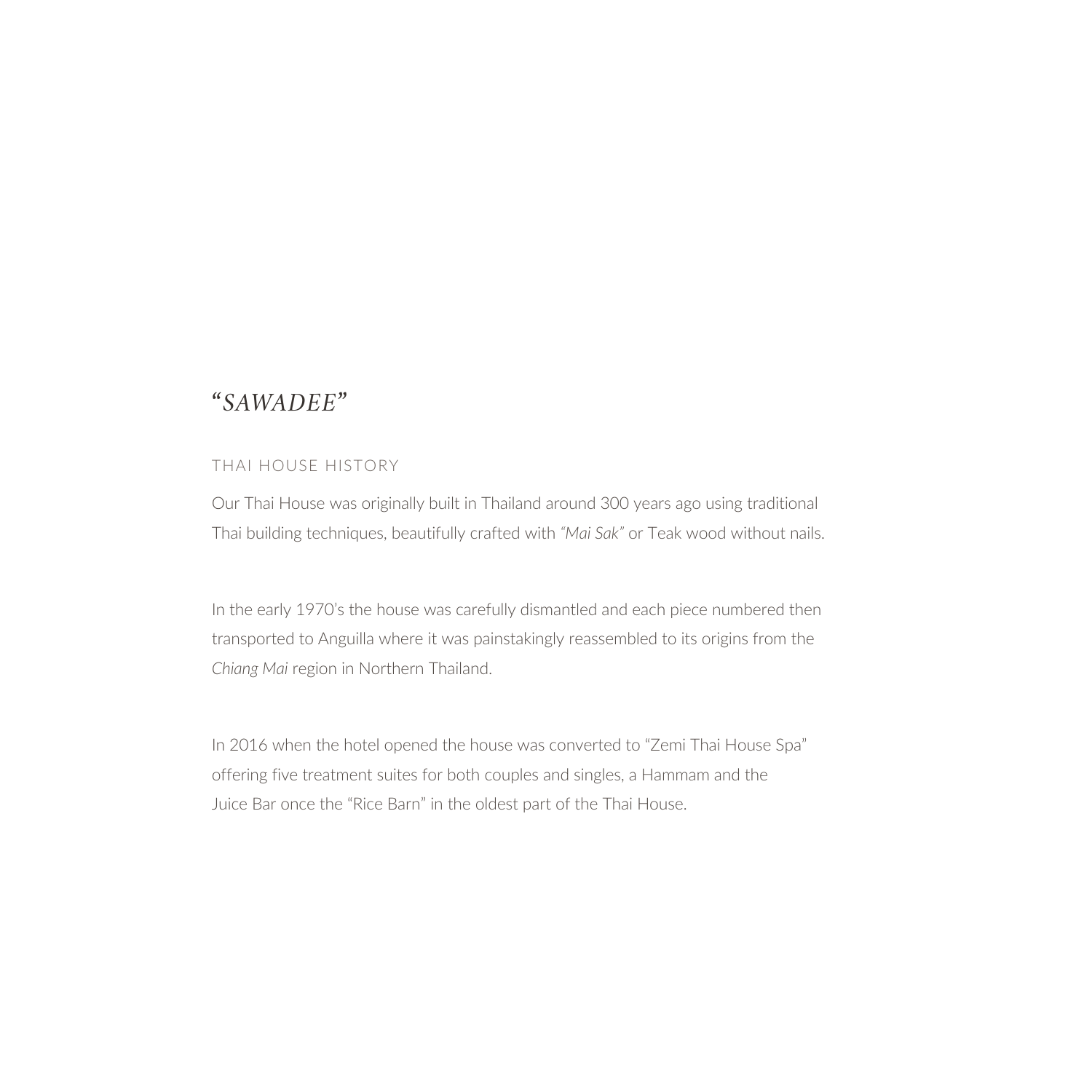# *"SAWADEE"*

## THAI HOUSE HISTORY

Our Thai House was originally built in Thailand around 300 years ago using traditional Thai building techniques, beautifully crafted with *"Mai Sak"* or Teak wood without nails.

In the early 1970's the house was carefully dismantled and each piece numbered then transported to Anguilla where it was painstakingly reassembled to its origins from the *Chiang Mai* region in Northern Thailand.

In 2016 when the hotel opened the house was converted to "Zemi Thai House Spa" offering five treatment suites for both couples and singles, a Hammam and the Juice Bar once the "Rice Barn" in the oldest part of the Thai House.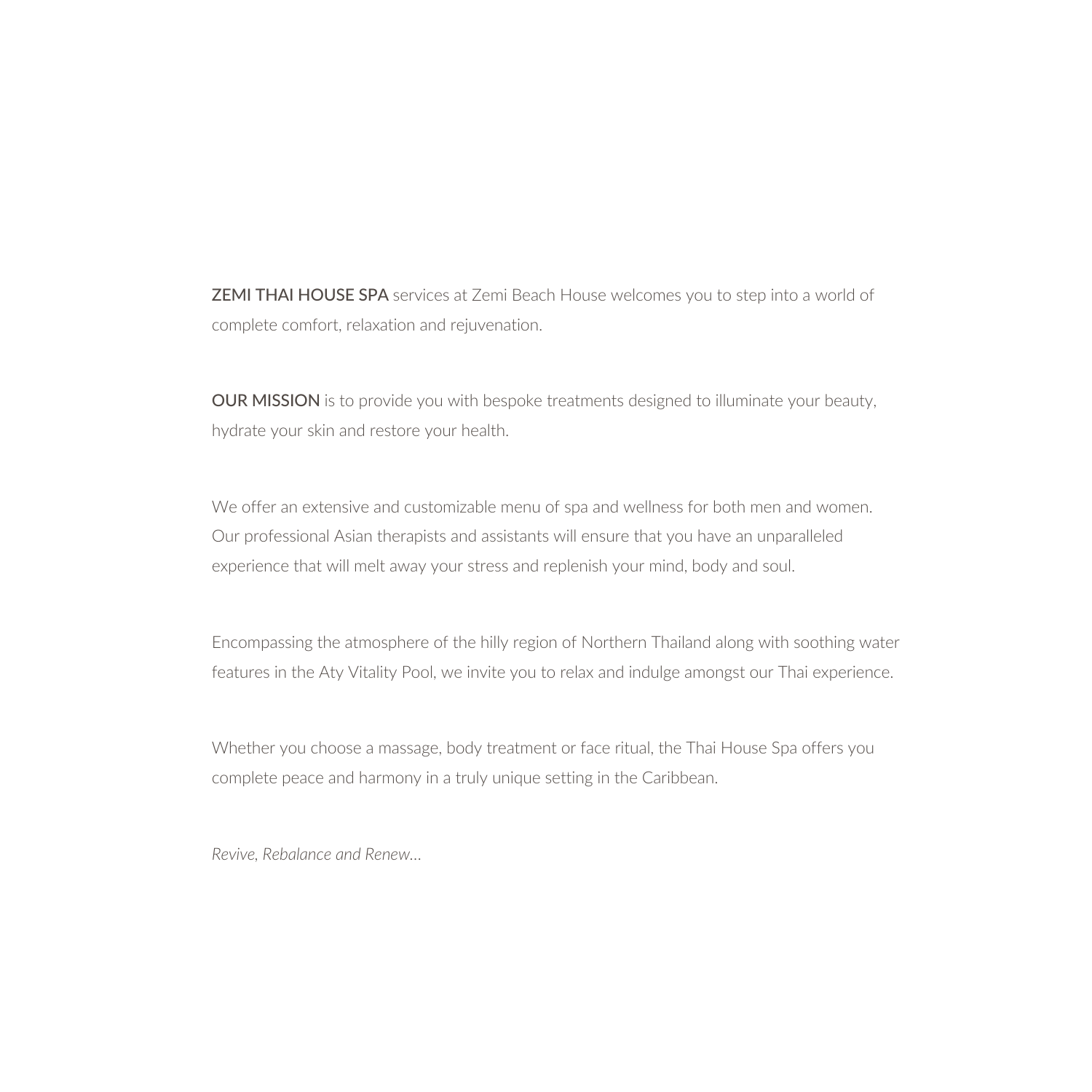**ZEMI THAI HOUSE SPA** services at Zemi Beach House welcomes you to step into a world of complete comfort, relaxation and rejuvenation.

**OUR MISSION** is to provide you with bespoke treatments designed to illuminate your beauty, hydrate your skin and restore your health.

We offer an extensive and customizable menu of spa and wellness for both men and women. Our professional Asian therapists and assistants will ensure that you have an unparalleled experience that will melt away your stress and replenish your mind, body and soul.

Encompassing the atmosphere of the hilly region of Northern Thailand along with soothing water features in the Aty Vitality Pool, we invite you to relax and indulge amongst our Thai experience.

Whether you choose a massage, body treatment or face ritual, the Thai House Spa offers you complete peace and harmony in a truly unique setting in the Caribbean.

*Revive, Rebalance and Renew…*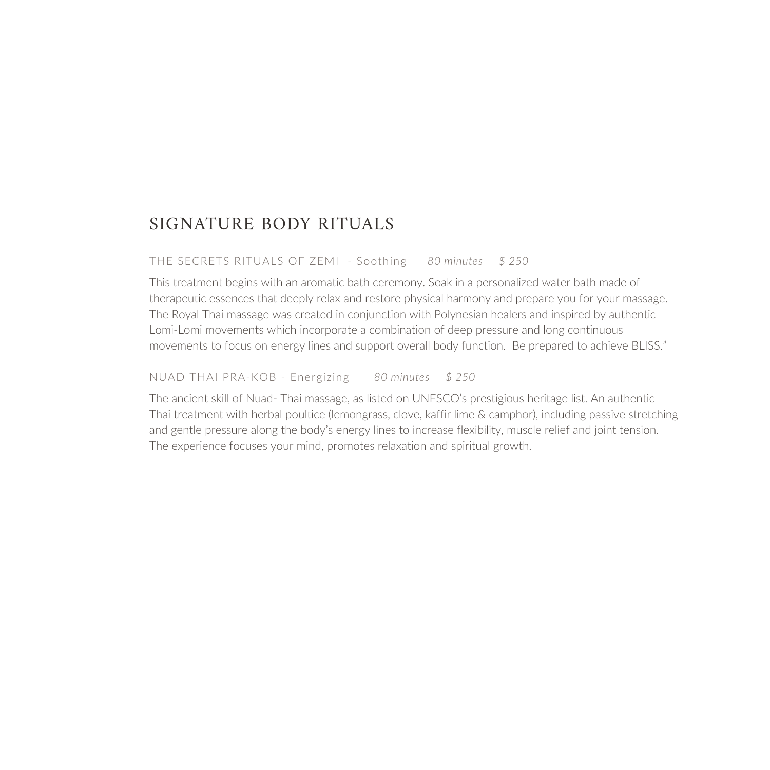## SIGNATURE BODY RITUALS

THE SECRETS RITUALS OF ZEMI - Soothing *80 minutes* *$ 250*

This treatment begins with an aromatic bath ceremony. Soak in a personalized water bath made of therapeutic essences that deeply relax and restore physical harmony and prepare you for your massage. The Royal Thai massage was created in conjunction with Polynesian healers and inspired by authentic Lomi-Lomi movements which incorporate a combination of deep pressure and long continuous movements to focus on energy lines and support overall body function. Be prepared to achieve BLISS."

NUAD THAI PRA-KOB - Energizing *80 minutes* *$ 250*

The ancient skill of Nuad- Thai massage, as listed on UNESCO's prestigious heritage list. An authentic Thai treatment with herbal poultice (lemongrass, clove, kaffir lime & camphor), including passive stretching and gentle pressure along the body's energy lines to increase flexibility, muscle relief and joint tension. The experience focuses your mind, promotes relaxation and spiritual growth.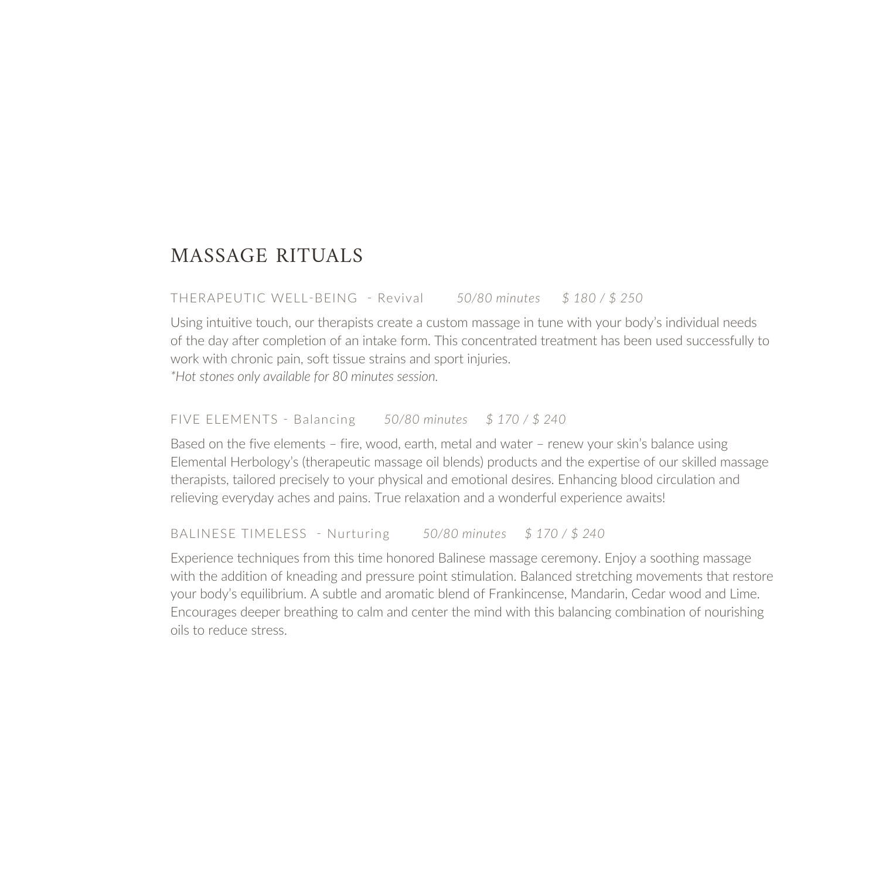# MASSAGE RITUALS

THERAPEUTIC WELL-BEING - Revival *50/80 minutes* *$ 180 / $ 250*

Using intuitive touch, our therapists create a custom massage in tune with your body's individual needs of the day after completion of an intake form. This concentrated treatment has been used successfully to work with chronic pain, soft tissue strains and sport injuries.
*\*Hot stones only available for 80 minutes session.*

FIVE ELEMENTS - Balancing *50/80 minutes* *$ 170 / $ 240*

Based on the five elements – fire, wood, earth, metal and water – renew your skin's balance using Elemental Herbology's (therapeutic massage oil blends) products and the expertise of our skilled massage therapists, tailored precisely to your physical and emotional desires. Enhancing blood circulation and relieving everyday aches and pains. True relaxation and a wonderful experience awaits!

BALINESE TIMELESS - Nurturing *50/80 minutes* *$ 170 / $ 240*

Experience techniques from this time honored Balinese massage ceremony. Enjoy a soothing massage with the addition of kneading and pressure point stimulation. Balanced stretching movements that restore your body's equilibrium. A subtle and aromatic blend of Frankincense, Mandarin, Cedar wood and Lime. Encourages deeper breathing to calm and center the mind with this balancing combination of nourishing oils to reduce stress.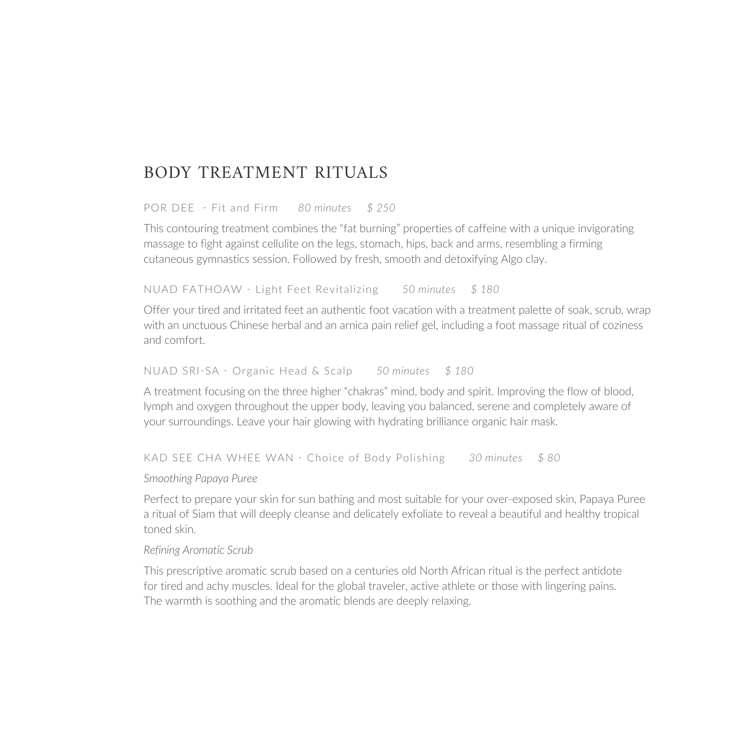# BODY TREATMENT RITUALS

POR DEE - Fit and Firm *80 minutes* *$ 250*

This contouring treatment combines the "fat burning" properties of caffeine with a unique invigorating massage to fight against cellulite on the legs, stomach, hips, back and arms, resembling a firming cutaneous gymnastics session. Followed by fresh, smooth and detoxifying Algo clay.

NUAD FATHOAW - Light Feet Revitalizing *50 minutes* *$ 180*

Offer your tired and irritated feet an authentic foot vacation with a treatment palette of soak, scrub, wrap with an unctuous Chinese herbal and an arnica pain relief gel, including a foot massage ritual of coziness and comfort.

NUAD SRI-SA - Organic Head & Scalp *50 minutes* *$ 180*

A treatment focusing on the three higher "chakras" mind, body and spirit. Improving the flow of blood, lymph and oxygen throughout the upper body, leaving you balanced, serene and completely aware of your surroundings. Leave your hair glowing with hydrating brilliance organic hair mask.

KAD SEE CHA WHEE WAN - Choice of Body Polishing *30 minutes* *$ 80*

*Smoothing Papaya Puree*

Perfect to prepare your skin for sun bathing and most suitable for your over-exposed skin, Papaya Puree a ritual of Siam that will deeply cleanse and delicately exfoliate to reveal a beautiful and healthy tropical toned skin.

*Refining Aromatic Scrub*

This prescriptive aromatic scrub based on a centuries old North African ritual is the perfect antidote for tired and achy muscles. Ideal for the global traveler, active athlete or those with lingering pains. The warmth is soothing and the aromatic blends are deeply relaxing.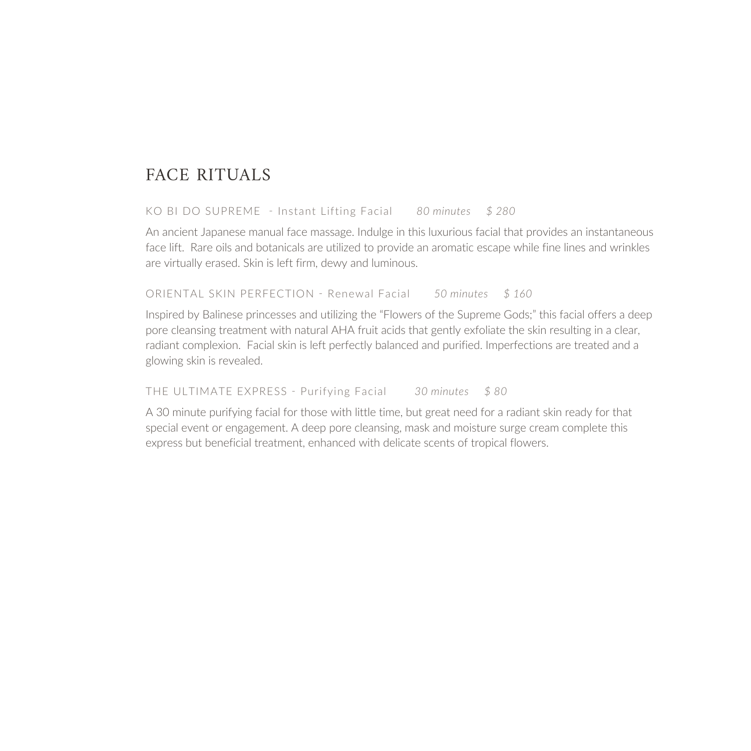# FACE RITUALS

KO BI DO SUPREME - Instant Lifting Facial *80 minutes* *$ 280*

An ancient Japanese manual face massage. Indulge in this luxurious facial that provides an instantaneous face lift. Rare oils and botanicals are utilized to provide an aromatic escape while fine lines and wrinkles are virtually erased. Skin is left firm, dewy and luminous.

ORIENTAL SKIN PERFECTION - Renewal Facial *50 minutes* *$ 160*

Inspired by Balinese princesses and utilizing the "Flowers of the Supreme Gods;" this facial offers a deep pore cleansing treatment with natural AHA fruit acids that gently exfoliate the skin resulting in a clear, radiant complexion. Facial skin is left perfectly balanced and purified. Imperfections are treated and a glowing skin is revealed.

THE ULTIMATE EXPRESS - Purifying Facial *30 minutes* *$ 80*

A 30 minute purifying facial for those with little time, but great need for a radiant skin ready for that special event or engagement. A deep pore cleansing, mask and moisture surge cream complete this express but beneficial treatment, enhanced with delicate scents of tropical flowers.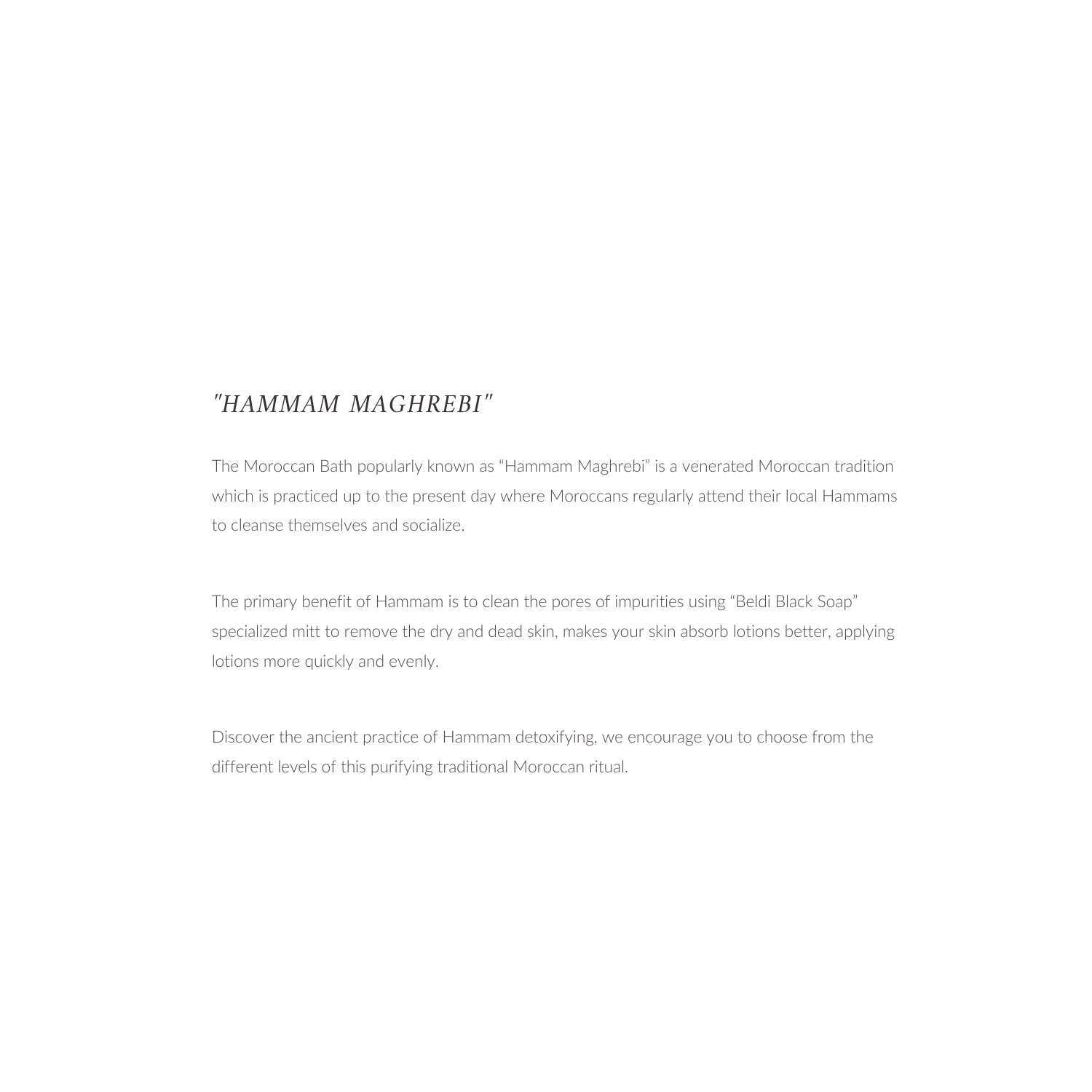# *"HAMMAM MAGHREBI"*

The Moroccan Bath popularly known as "Hammam Maghrebi" is a venerated Moroccan tradition which is practiced up to the present day where Moroccans regularly attend their local Hammams to cleanse themselves and socialize.

The primary benefit of Hammam is to clean the pores of impurities using "Beldi Black Soap" specialized mitt to remove the dry and dead skin, makes your skin absorb lotions better, applying lotions more quickly and evenly.

Discover the ancient practice of Hammam detoxifying, we encourage you to choose from the different levels of this purifying traditional Moroccan ritual.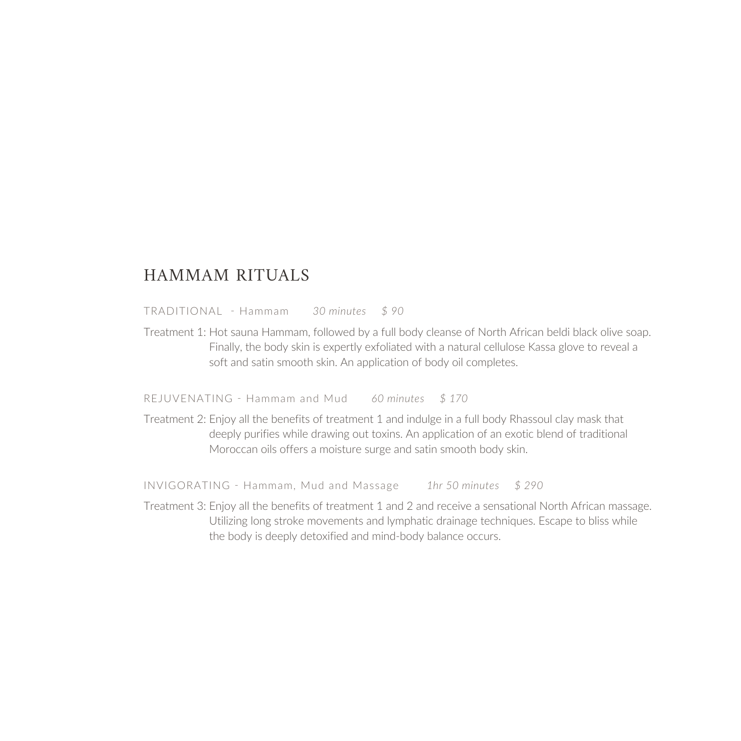# HAMMAM RITUALS

TRADITIONAL - Hammam *30 minutes* *$ 90*

Treatment 1: Hot sauna Hammam, followed by a full body cleanse of North African beldi black olive soap. Finally, the body skin is expertly exfoliated with a natural cellulose Kassa glove to reveal a soft and satin smooth skin. An application of body oil completes.

REJUVENATING - Hammam and Mud *60 minutes* *$ 170*

Treatment 2: Enjoy all the benefits of treatment 1 and indulge in a full body Rhassoul clay mask that deeply purifies while drawing out toxins. An application of an exotic blend of traditional Moroccan oils offers a moisture surge and satin smooth body skin.

INVIGORATING - Hammam, Mud and Massage *1hr 50 minutes* *$ 290*

Treatment 3: Enjoy all the benefits of treatment 1 and 2 and receive a sensational North African massage. Utilizing long stroke movements and lymphatic drainage techniques. Escape to bliss while the body is deeply detoxified and mind-body balance occurs.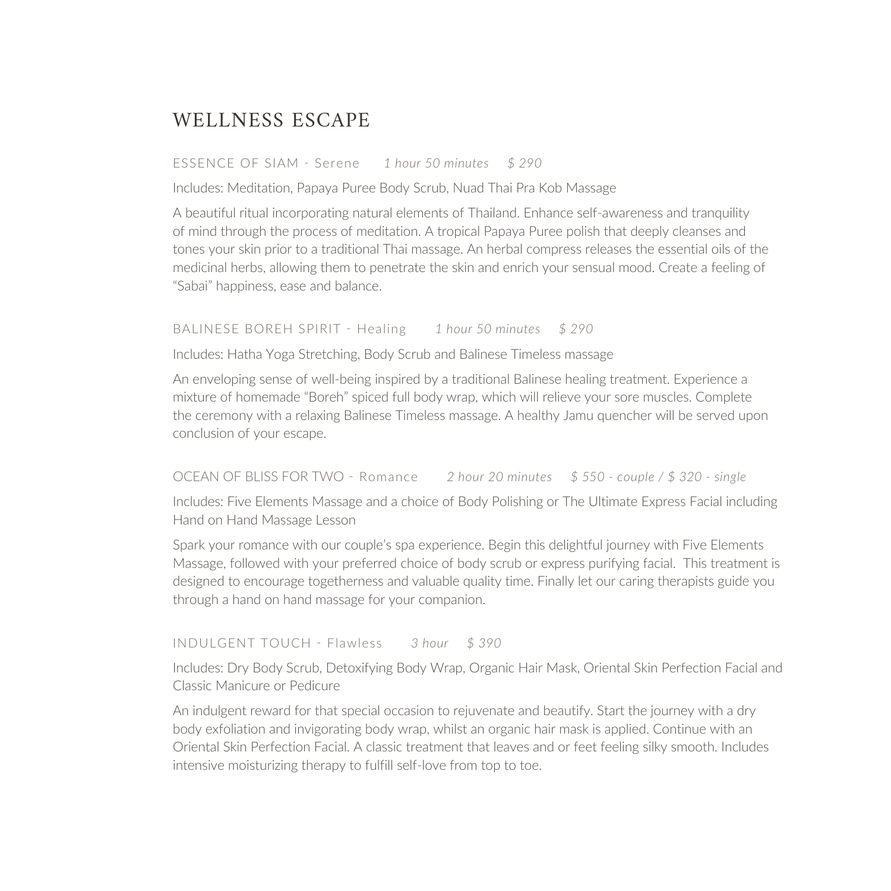# WELLNESS ESCAPE

ESSENCE OF SIAM - Serene *1 hour 50 minutes* *$ 290*

Includes: Meditation, Papaya Puree Body Scrub, Nuad Thai Pra Kob Massage

A beautiful ritual incorporating natural elements of Thailand. Enhance self-awareness and tranquility of mind through the process of meditation. A tropical Papaya Puree polish that deeply cleanses and tones your skin prior to a traditional Thai massage. An herbal compress releases the essential oils of the medicinal herbs, allowing them to penetrate the skin and enrich your sensual mood. Create a feeling of "Sabai" happiness, ease and balance.

BALINESE BOREH SPIRIT - Healing *1 hour 50 minutes* *$ 290*

Includes: Hatha Yoga Stretching, Body Scrub and Balinese Timeless massage

An enveloping sense of well-being inspired by a traditional Balinese healing treatment. Experience a mixture of homemade "Boreh" spiced full body wrap, which will relieve your sore muscles. Complete the ceremony with a relaxing Balinese Timeless massage. A healthy Jamu quencher will be served upon conclusion of your escape.

OCEAN OF BLISS FOR TWO - Romance *2 hour 20 minutes* *$ 550 - couple / $ 320 - single*

Includes: Five Elements Massage and a choice of Body Polishing or The Ultimate Express Facial including Hand on Hand Massage Lesson

Spark your romance with our couple's spa experience. Begin this delightful journey with Five Elements Massage, followed with your preferred choice of body scrub or express purifying facial. This treatment is designed to encourage togetherness and valuable quality time. Finally let our caring therapists guide you through a hand on hand massage for your companion.

INDULGENT TOUCH - Flawless *3 hour* *$ 390*

Includes: Dry Body Scrub, Detoxifying Body Wrap, Organic Hair Mask, Oriental Skin Perfection Facial and Classic Manicure or Pedicure

An indulgent reward for that special occasion to rejuvenate and beautify. Start the journey with a dry body exfoliation and invigorating body wrap, whilst an organic hair mask is applied. Continue with an Oriental Skin Perfection Facial. A classic treatment that leaves and or feet feeling silky smooth. Includes intensive moisturizing therapy to fulfill self-love from top to toe.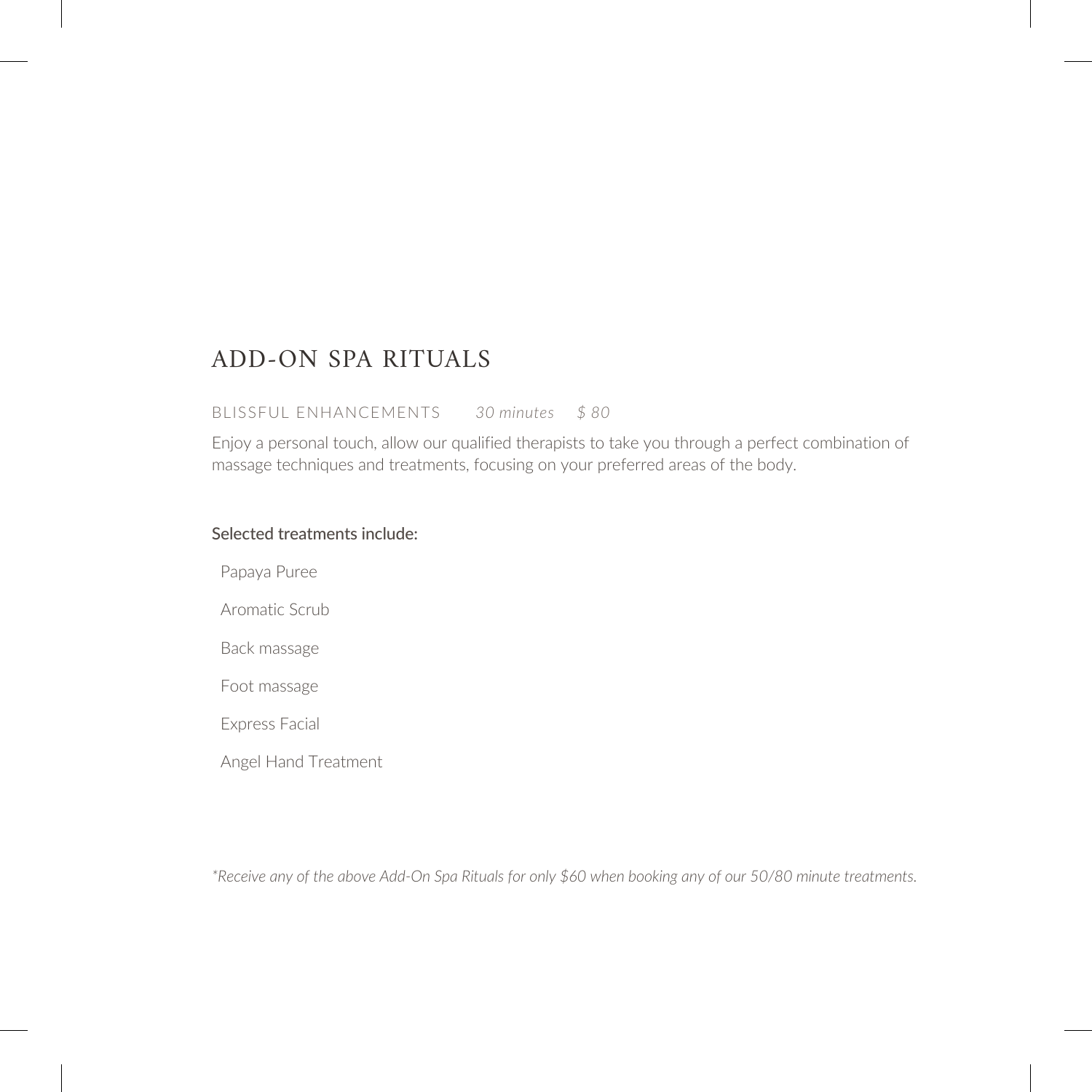# ADD-ON SPA RITUALS

BLISSFUL ENHANCEMENTS *30 minutes* *$ 80*

Enjoy a personal touch, allow our qualified therapists to take you through a perfect combination of massage techniques and treatments, focusing on your preferred areas of the body.

**Selected treatments include:**

- Papaya Puree
- Aromatic Scrub
- Back massage
- Foot massage
- Express Facial
- Angel Hand Treatment

*\*Receive any of the above Add-On Spa Rituals for only $60 when booking any of our 50/80 minute treatments.*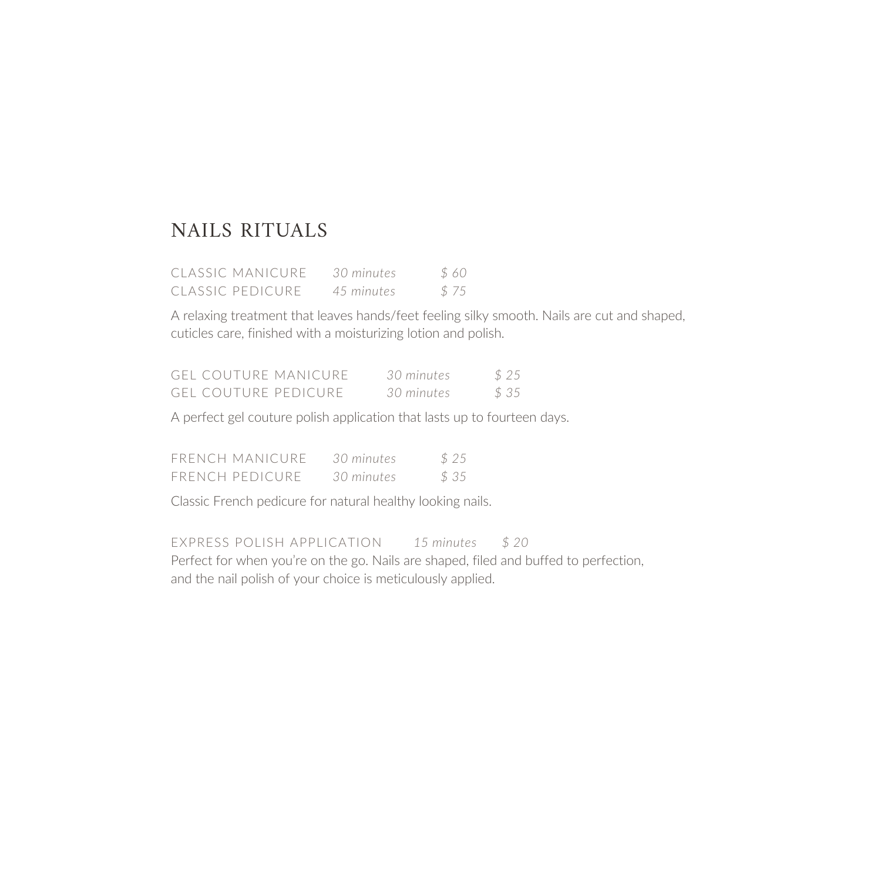# NAILS RITUALS

| | | |
|---|---|---|
| CLASSIC MANICURE | *30 minutes* | *$ 60* |
| CLASSIC PEDICURE | *45 minutes* | *$ 75* |

A relaxing treatment that leaves hands/feet feeling silky smooth. Nails are cut and shaped, cuticles care, finished with a moisturizing lotion and polish.

| | | |
|---|---|---|
| GEL COUTURE MANICURE | *30 minutes* | *$ 25* |
| GEL COUTURE PEDICURE | *30 minutes* | *$ 35* |

A perfect gel couture polish application that lasts up to fourteen days.

| | | |
|---|---|---|
| FRENCH MANICURE | *30 minutes* | *$ 25* |
| FRENCH PEDICURE | *30 minutes* | *$ 35* |

Classic French pedicure for natural healthy looking nails.

EXPRESS POLISH APPLICATION *15 minutes* *$ 20*

Perfect for when you're on the go. Nails are shaped, filed and buffed to perfection, and the nail polish of your choice is meticulously applied.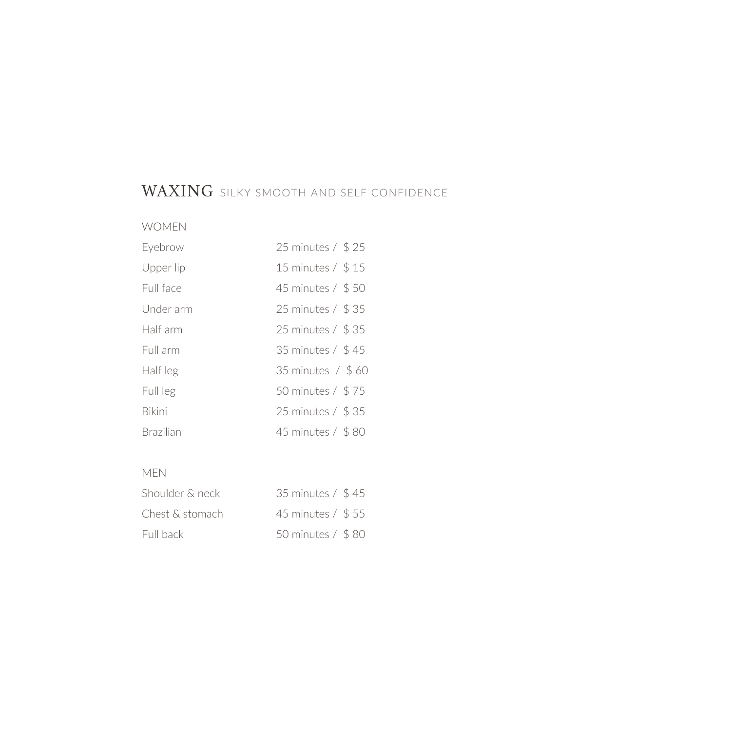## WAXING SILKY SMOOTH AND SELF CONFIDENCE

### WOMEN

| | |
|---|---|
| Eyebrow | 25 minutes / $ 25 |
| Upper lip | 15 minutes / $ 15 |
| Full face | 45 minutes / $ 50 |
| Under arm | 25 minutes / $ 35 |
| Half arm | 25 minutes / $ 35 |
| Full arm | 35 minutes / $ 45 |
| Half leg | 35 minutes / $ 60 |
| Full leg | 50 minutes / $ 75 |
| Bikini | 25 minutes / $ 35 |
| Brazilian | 45 minutes / $ 80 |

### MEN

| | |
|---|---|
| Shoulder & neck | 35 minutes / $ 45 |
| Chest & stomach | 45 minutes / $ 55 |
| Full back | 50 minutes / $ 80 |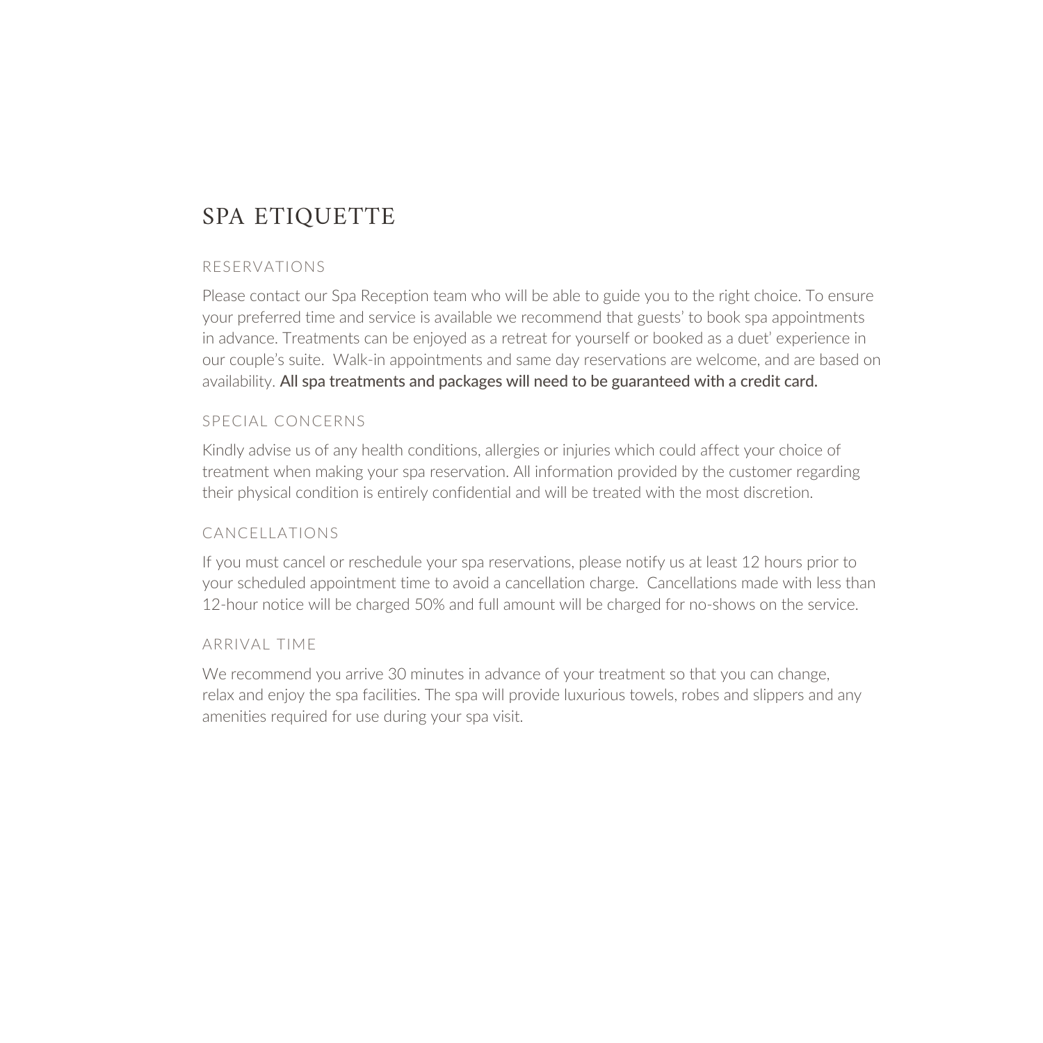# SPA ETIQUETTE

## RESERVATIONS

Please contact our Spa Reception team who will be able to guide you to the right choice. To ensure your preferred time and service is available we recommend that guests' to book spa appointments in advance. Treatments can be enjoyed as a retreat for yourself or booked as a duet' experience in our couple's suite. Walk-in appointments and same day reservations are welcome, and are based on availability. **All spa treatments and packages will need to be guaranteed with a credit card.**

## SPECIAL CONCERNS

Kindly advise us of any health conditions, allergies or injuries which could affect your choice of treatment when making your spa reservation. All information provided by the customer regarding their physical condition is entirely confidential and will be treated with the most discretion.

## CANCELLATIONS

If you must cancel or reschedule your spa reservations, please notify us at least 12 hours prior to your scheduled appointment time to avoid a cancellation charge. Cancellations made with less than 12-hour notice will be charged 50% and full amount will be charged for no-shows on the service.

## ARRIVAL TIME

We recommend you arrive 30 minutes in advance of your treatment so that you can change, relax and enjoy the spa facilities. The spa will provide luxurious towels, robes and slippers and any amenities required for use during your spa visit.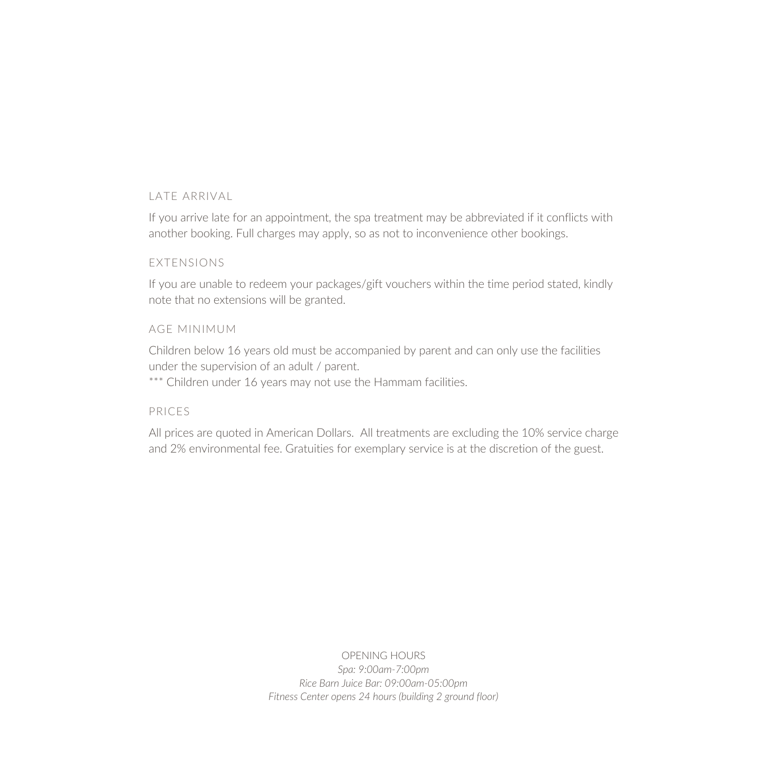## LATE ARRIVAL

If you arrive late for an appointment, the spa treatment may be abbreviated if it conflicts with another booking. Full charges may apply, so as not to inconvenience other bookings.

## EXTENSIONS

If you are unable to redeem your packages/gift vouchers within the time period stated, kindly note that no extensions will be granted.

## AGE MINIMUM

Children below 16 years old must be accompanied by parent and can only use the facilities under the supervision of an adult / parent.

*** Children under 16 years may not use the Hammam facilities.

## PRICES

All prices are quoted in American Dollars. All treatments are excluding the 10% service charge and 2% environmental fee. Gratuities for exemplary service is at the discretion of the guest.

OPENING HOURS

*Spa: 9:00am-7:00pm*

*Rice Barn Juice Bar: 09:00am-05:00pm*

*Fitness Center opens 24 hours (building 2 ground floor)*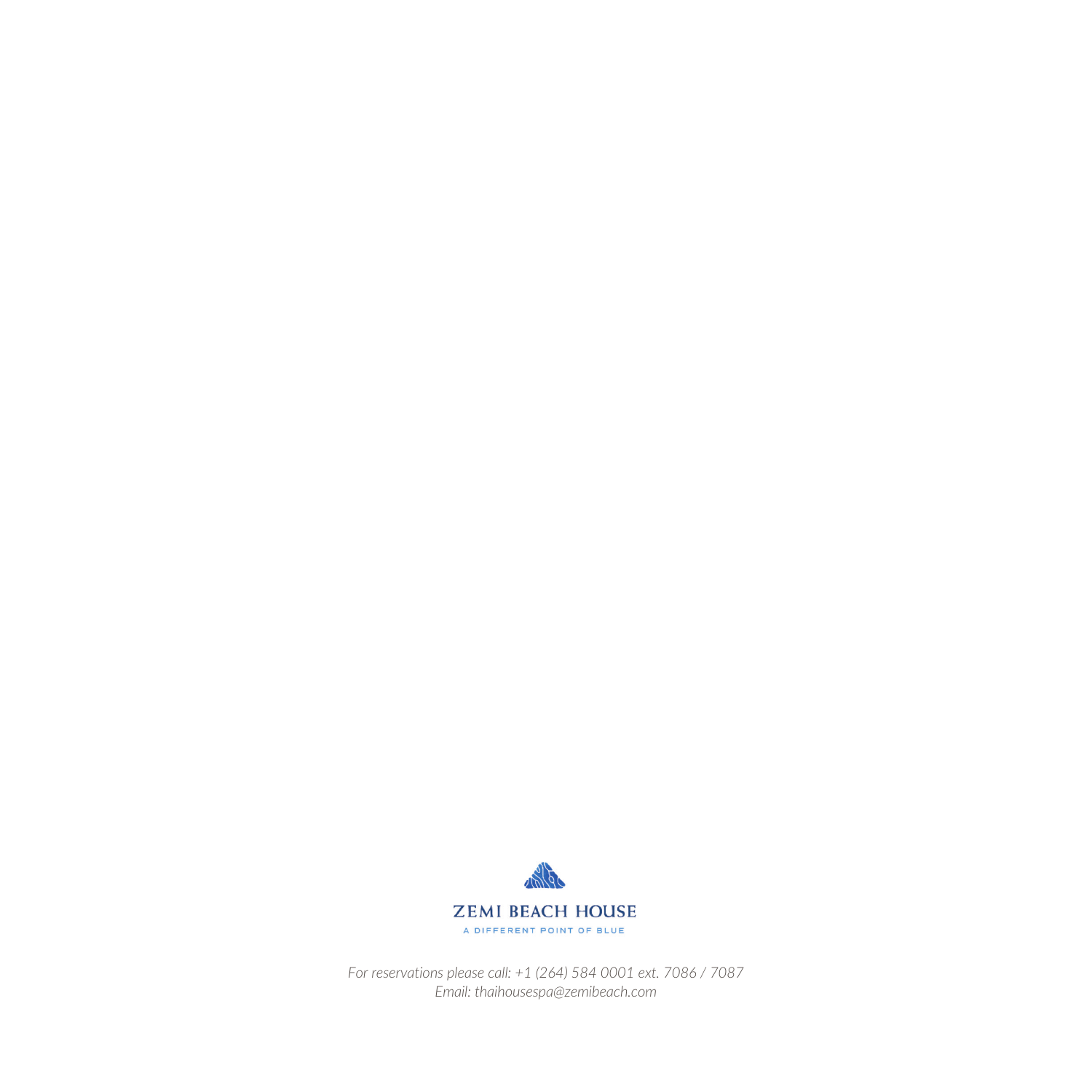ZEMI BEACH HOUSE

A DIFFERENT POINT OF BLUE

*For reservations please call: +1 (264) 584 0001 ext. 7086 / 7087*
*Email: thaihousespa@zemibeach.com*